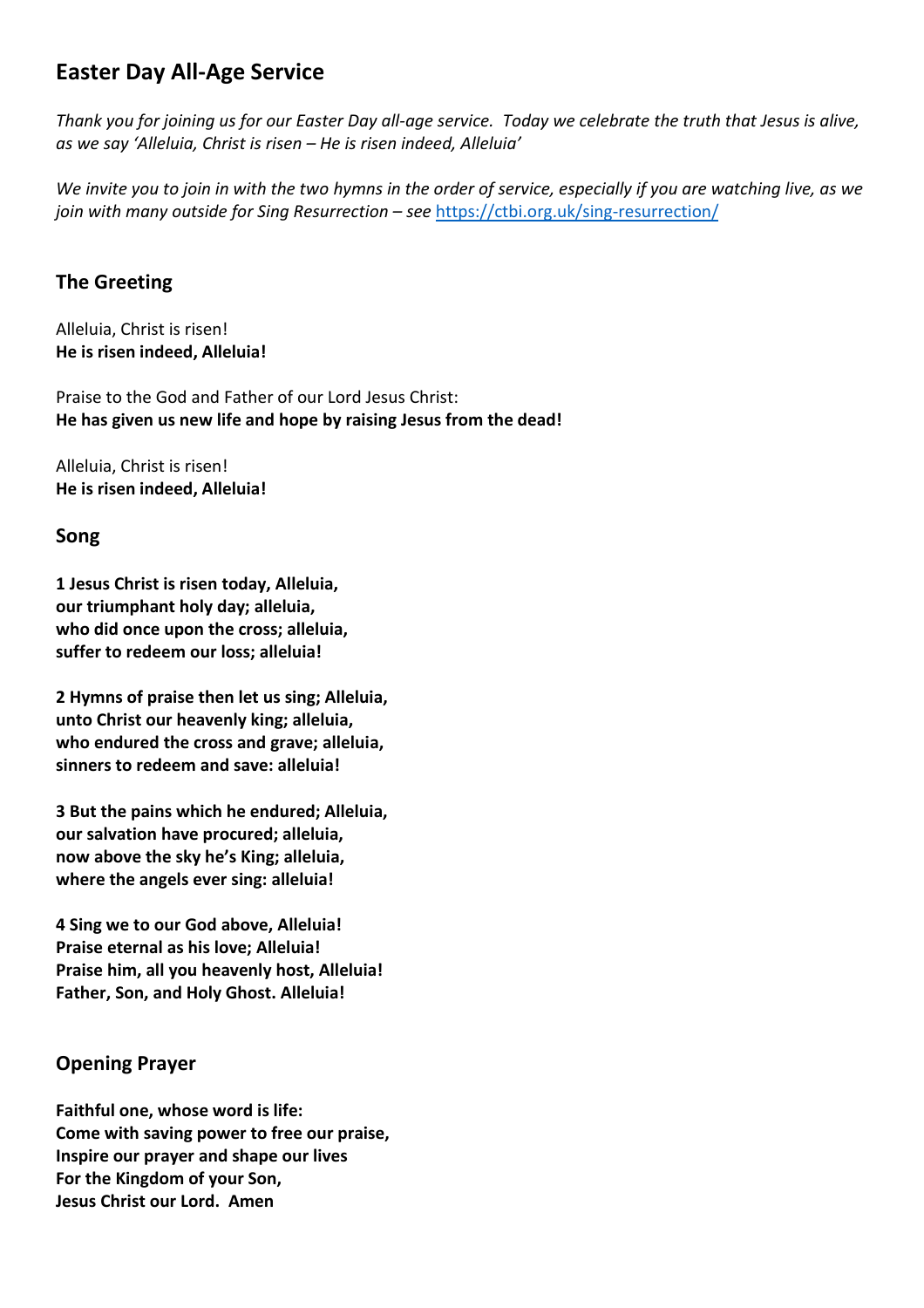# Easter Day All-Age Service

*Thank you for joining us for our Easter Day all-age service. Today we celebrate the truth that Jesus is alive, as we say 'Alleluia, Christ is risen – He is risen indeed, Alleluia'*

*We invite you to join in with the two hymns in the order of service, especially if you are watching live, as we join with many outside for Sing Resurrection – see* https://ctbi.org.uk/sing-resurrection/

## The Greeting

Alleluia, Christ is risen!
**He is risen indeed, Alleluia!**

Praise to the God and Father of our Lord Jesus Christ:
**He has given us new life and hope by raising Jesus from the dead!**

Alleluia, Christ is risen!
**He is risen indeed, Alleluia!**

## Song

**1 Jesus Christ is risen today, Alleluia,
our triumphant holy day; alleluia,
who did once upon the cross; alleluia,
suffer to redeem our loss; alleluia!**

**2 Hymns of praise then let us sing; Alleluia,
unto Christ our heavenly king; alleluia,
who endured the cross and grave; alleluia,
sinners to redeem and save: alleluia!**

**3 But the pains which he endured; Alleluia,
our salvation have procured; alleluia,
now above the sky he's King; alleluia,
where the angels ever sing: alleluia!**

**4 Sing we to our God above, Alleluia!
Praise eternal as his love; Alleluia!
Praise him, all you heavenly host, Alleluia!
Father, Son, and Holy Ghost. Alleluia!**

## Opening Prayer

**Faithful one, whose word is life:
Come with saving power to free our praise,
Inspire our prayer and shape our lives
For the Kingdom of your Son,
Jesus Christ our Lord. Amen**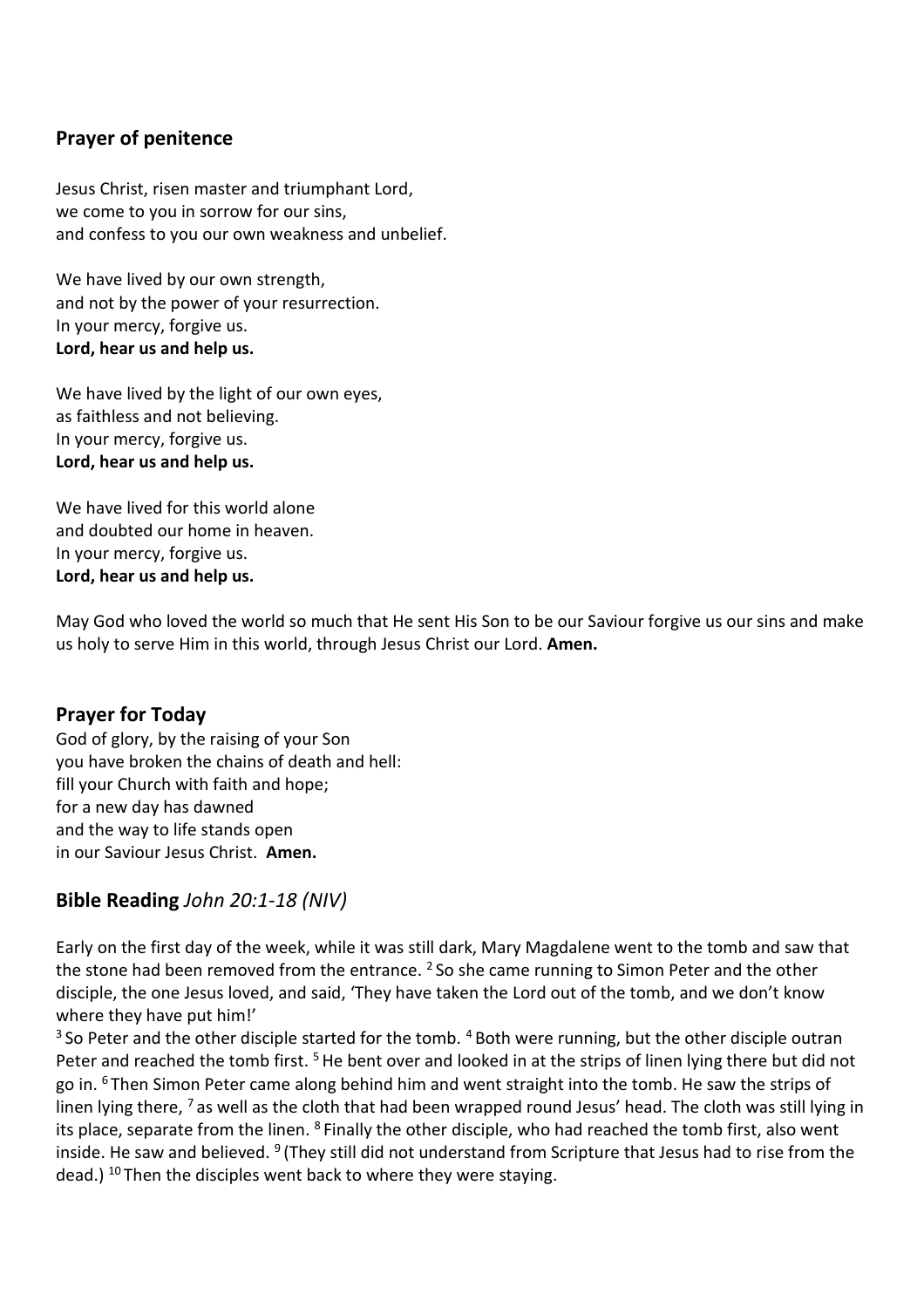## Prayer of penitence

Jesus Christ, risen master and triumphant Lord,
we come to you in sorrow for our sins,
and confess to you our own weakness and unbelief.

We have lived by our own strength,
and not by the power of your resurrection.
In your mercy, forgive us.
**Lord, hear us and help us.**

We have lived by the light of our own eyes,
as faithless and not believing.
In your mercy, forgive us.
**Lord, hear us and help us.**

We have lived for this world alone
and doubted our home in heaven.
In your mercy, forgive us.
**Lord, hear us and help us.**

May God who loved the world so much that He sent His Son to be our Saviour forgive us our sins and make us holy to serve Him in this world, through Jesus Christ our Lord. **Amen.**

## Prayer for Today

God of glory, by the raising of your Son
you have broken the chains of death and hell:
fill your Church with faith and hope;
for a new day has dawned
and the way to life stands open
in our Saviour Jesus Christ. **Amen.**

## Bible Reading *John 20:1-18 (NIV)*

Early on the first day of the week, while it was still dark, Mary Magdalene went to the tomb and saw that the stone had been removed from the entrance. [2] So she came running to Simon Peter and the other disciple, the one Jesus loved, and said, 'They have taken the Lord out of the tomb, and we don't know where they have put him!'

[3] So Peter and the other disciple started for the tomb. [4] Both were running, but the other disciple outran Peter and reached the tomb first. [5] He bent over and looked in at the strips of linen lying there but did not go in. [6] Then Simon Peter came along behind him and went straight into the tomb. He saw the strips of linen lying there, [7] as well as the cloth that had been wrapped round Jesus' head. The cloth was still lying in its place, separate from the linen. [8] Finally the other disciple, who had reached the tomb first, also went inside. He saw and believed. [9] (They still did not understand from Scripture that Jesus had to rise from the dead.) [10] Then the disciples went back to where they were staying.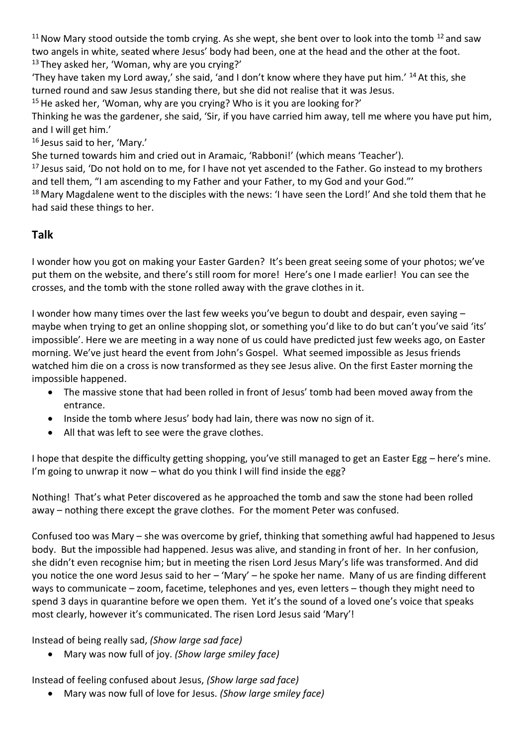[11] Now Mary stood outside the tomb crying. As she wept, she bent over to look into the tomb [12] and saw two angels in white, seated where Jesus' body had been, one at the head and the other at the foot. [13] They asked her, 'Woman, why are you crying?'

'They have taken my Lord away,' she said, 'and I don't know where they have put him.' [14] At this, she turned round and saw Jesus standing there, but she did not realise that it was Jesus.

[15] He asked her, 'Woman, why are you crying? Who is it you are looking for?'

Thinking he was the gardener, she said, 'Sir, if you have carried him away, tell me where you have put him, and I will get him.'

[16] Jesus said to her, 'Mary.'

She turned towards him and cried out in Aramaic, 'Rabboni!' (which means 'Teacher').

[17] Jesus said, 'Do not hold on to me, for I have not yet ascended to the Father. Go instead to my brothers and tell them, "I am ascending to my Father and your Father, to my God and your God."'

[18] Mary Magdalene went to the disciples with the news: 'I have seen the Lord!' And she told them that he had said these things to her.

## Talk

I wonder how you got on making your Easter Garden? It's been great seeing some of your photos; we've put them on the website, and there's still room for more! Here's one I made earlier! You can see the crosses, and the tomb with the stone rolled away with the grave clothes in it.

I wonder how many times over the last few weeks you've begun to doubt and despair, even saying – maybe when trying to get an online shopping slot, or something you'd like to do but can't you've said 'its' impossible'. Here we are meeting in a way none of us could have predicted just few weeks ago, on Easter morning. We've just heard the event from John's Gospel. What seemed impossible as Jesus friends watched him die on a cross is now transformed as they see Jesus alive. On the first Easter morning the impossible happened.

- The massive stone that had been rolled in front of Jesus' tomb had been moved away from the entrance.
- Inside the tomb where Jesus' body had lain, there was now no sign of it.
- All that was left to see were the grave clothes.

I hope that despite the difficulty getting shopping, you've still managed to get an Easter Egg – here's mine. I'm going to unwrap it now – what do you think I will find inside the egg?

Nothing! That's what Peter discovered as he approached the tomb and saw the stone had been rolled away – nothing there except the grave clothes. For the moment Peter was confused.

Confused too was Mary – she was overcome by grief, thinking that something awful had happened to Jesus body. But the impossible had happened. Jesus was alive, and standing in front of her. In her confusion, she didn't even recognise him; but in meeting the risen Lord Jesus Mary's life was transformed. And did you notice the one word Jesus said to her – 'Mary' – he spoke her name. Many of us are finding different ways to communicate – zoom, facetime, telephones and yes, even letters – though they might need to spend 3 days in quarantine before we open them. Yet it's the sound of a loved one's voice that speaks most clearly, however it's communicated. The risen Lord Jesus said 'Mary'!

Instead of being really sad, *(Show large sad face)*

- Mary was now full of joy. *(Show large smiley face)*

Instead of feeling confused about Jesus, *(Show large sad face)*

- Mary was now full of love for Jesus. *(Show large smiley face)*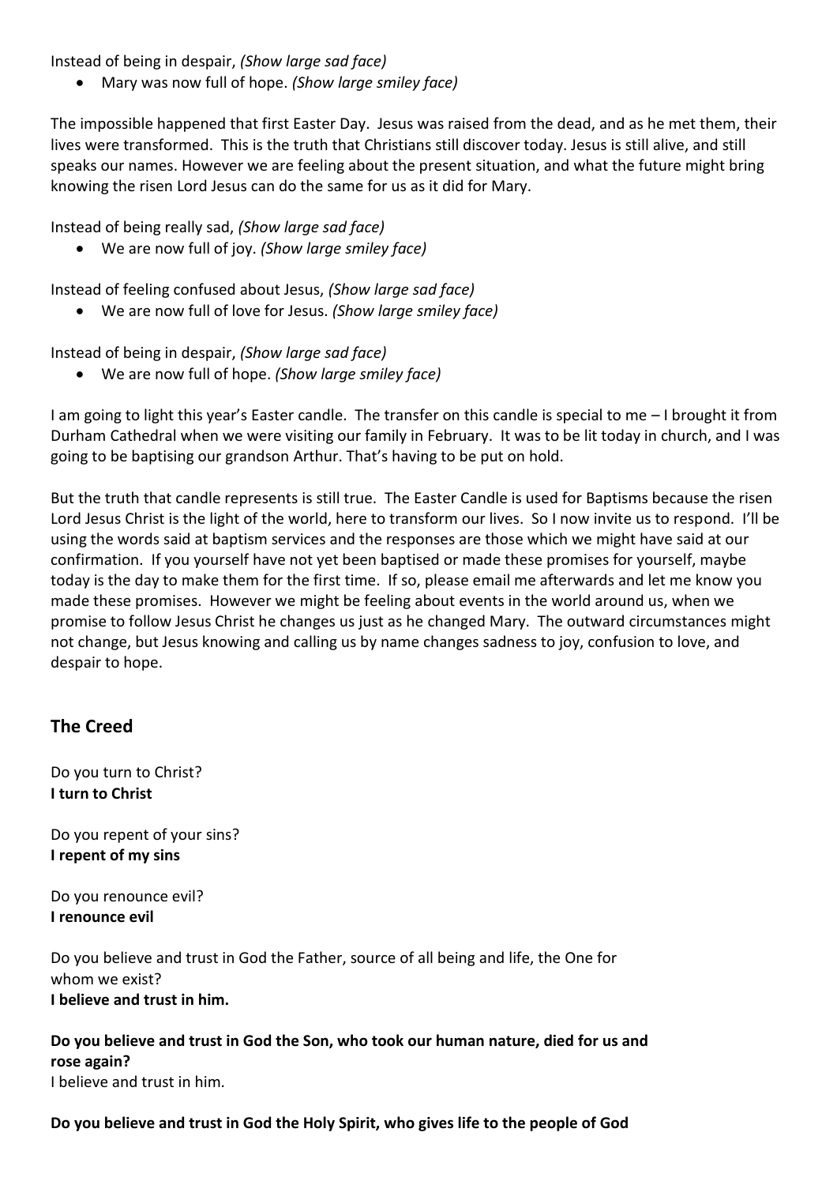Instead of being in despair, *(Show large sad face)*

- Mary was now full of hope. *(Show large smiley face)*

The impossible happened that first Easter Day. Jesus was raised from the dead, and as he met them, their lives were transformed. This is the truth that Christians still discover today. Jesus is still alive, and still speaks our names. However we are feeling about the present situation, and what the future might bring knowing the risen Lord Jesus can do the same for us as it did for Mary.

Instead of being really sad, *(Show large sad face)*

- We are now full of joy. *(Show large smiley face)*

Instead of feeling confused about Jesus, *(Show large sad face)*

- We are now full of love for Jesus. *(Show large smiley face)*

Instead of being in despair, *(Show large sad face)*

- We are now full of hope. *(Show large smiley face)*

I am going to light this year's Easter candle. The transfer on this candle is special to me – I brought it from Durham Cathedral when we were visiting our family in February. It was to be lit today in church, and I was going to be baptising our grandson Arthur. That's having to be put on hold.

But the truth that candle represents is still true. The Easter Candle is used for Baptisms because the risen Lord Jesus Christ is the light of the world, here to transform our lives. So I now invite us to respond. I'll be using the words said at baptism services and the responses are those which we might have said at our confirmation. If you yourself have not yet been baptised or made these promises for yourself, maybe today is the day to make them for the first time. If so, please email me afterwards and let me know you made these promises. However we might be feeling about events in the world around us, when we promise to follow Jesus Christ he changes us just as he changed Mary. The outward circumstances might not change, but Jesus knowing and calling us by name changes sadness to joy, confusion to love, and despair to hope.

## The Creed

Do you turn to Christ?
**I turn to Christ**

Do you repent of your sins?
**I repent of my sins**

Do you renounce evil?
**I renounce evil**

Do you believe and trust in God the Father, source of all being and life, the One for whom we exist?
**I believe and trust in him.**

**Do you believe and trust in God the Son, who took our human nature, died for us and rose again?**
I believe and trust in him.

**Do you believe and trust in God the Holy Spirit, who gives life to the people of God**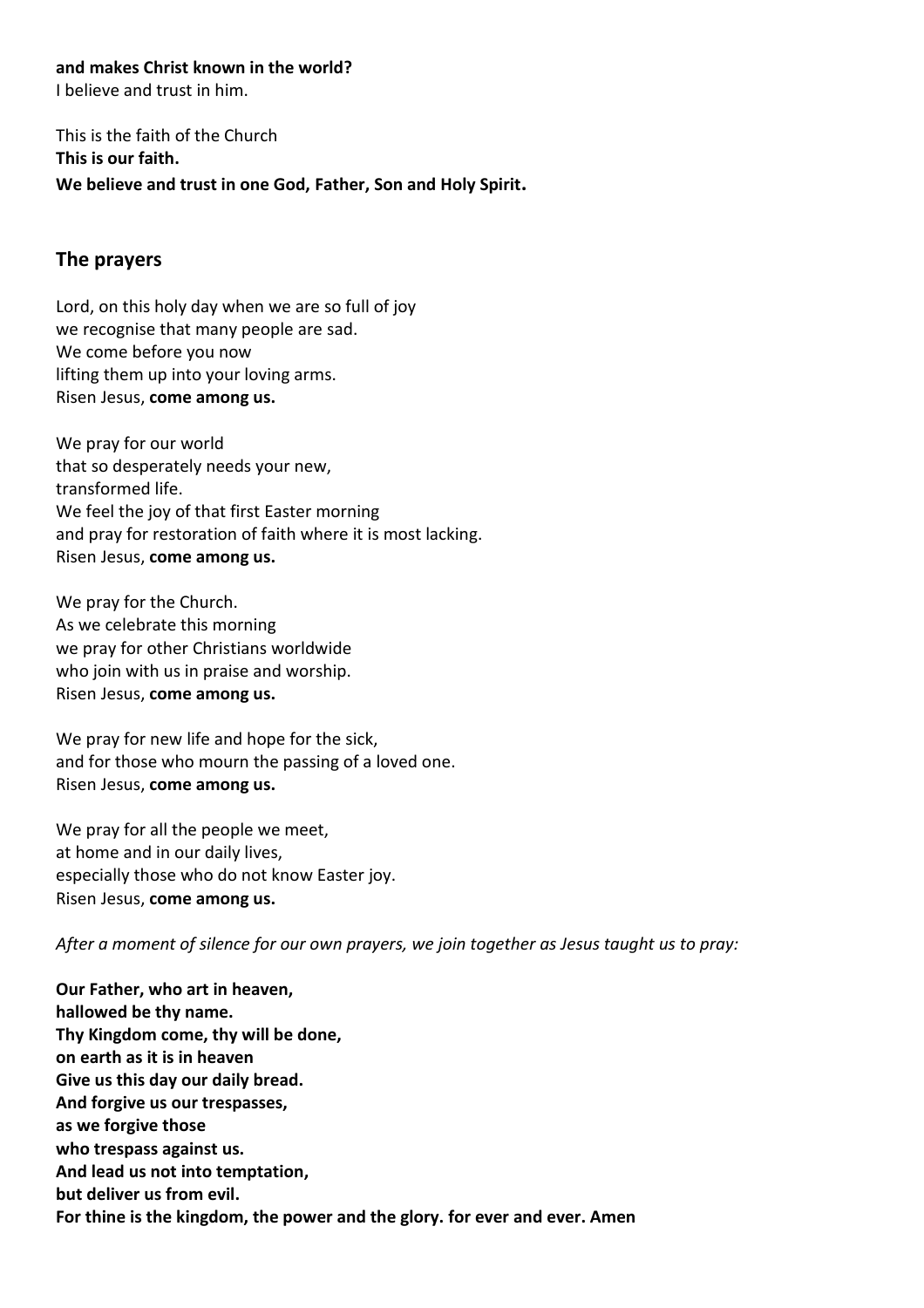**and makes Christ known in the world?**
I believe and trust in him.

This is the faith of the Church
**This is our faith.**
**We believe and trust in one God, Father, Son and Holy Spirit.**

## The prayers

Lord, on this holy day when we are so full of joy
we recognise that many people are sad.
We come before you now
lifting them up into your loving arms.
Risen Jesus, **come among us.**

We pray for our world
that so desperately needs your new,
transformed life.
We feel the joy of that first Easter morning
and pray for restoration of faith where it is most lacking.
Risen Jesus, **come among us.**

We pray for the Church.
As we celebrate this morning
we pray for other Christians worldwide
who join with us in praise and worship.
Risen Jesus, **come among us.**

We pray for new life and hope for the sick,
and for those who mourn the passing of a loved one.
Risen Jesus, **come among us.**

We pray for all the people we meet,
at home and in our daily lives,
especially those who do not know Easter joy.
Risen Jesus, **come among us.**

*After a moment of silence for our own prayers, we join together as Jesus taught us to pray:*

**Our Father, who art in heaven,**
**hallowed be thy name.**
**Thy Kingdom come, thy will be done,**
**on earth as it is in heaven**
**Give us this day our daily bread.**
**And forgive us our trespasses,**
**as we forgive those**
**who trespass against us.**
**And lead us not into temptation,**
**but deliver us from evil.**
**For thine is the kingdom, the power and the glory. for ever and ever. Amen**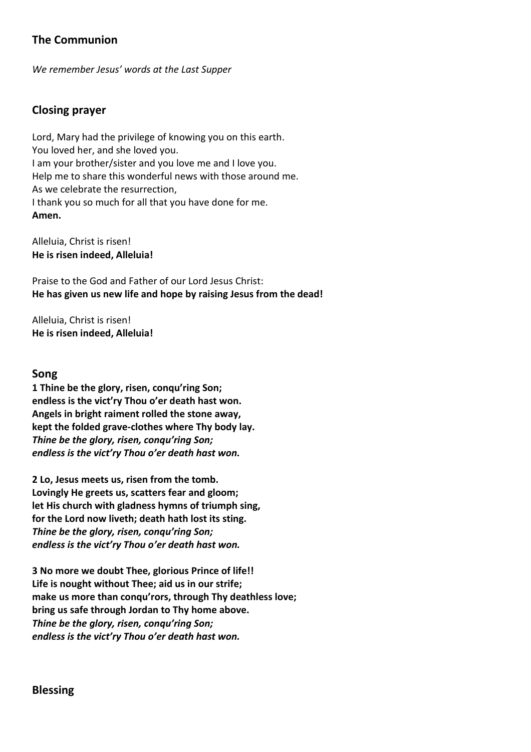## The Communion

*We remember Jesus' words at the Last Supper*

## Closing prayer

Lord, Mary had the privilege of knowing you on this earth.
You loved her, and she loved you.
I am your brother/sister and you love me and I love you.
Help me to share this wonderful news with those around me.
As we celebrate the resurrection,
I thank you so much for all that you have done for me.
**Amen.**

Alleluia, Christ is risen!
**He is risen indeed, Alleluia!**

Praise to the God and Father of our Lord Jesus Christ:
**He has given us new life and hope by raising Jesus from the dead!**

Alleluia, Christ is risen!
**He is risen indeed, Alleluia!**

## Song

**1 Thine be the glory, risen, conqu'ring Son;
endless is the vict'ry Thou o'er death hast won.
Angels in bright raiment rolled the stone away,
kept the folded grave-clothes where Thy body lay.**
***Thine be the glory, risen, conqu'ring Son;
endless is the vict'ry Thou o'er death hast won.***

**2 Lo, Jesus meets us, risen from the tomb.
Lovingly He greets us, scatters fear and gloom;
let His church with gladness hymns of triumph sing,
for the Lord now liveth; death hath lost its sting.**
***Thine be the glory, risen, conqu'ring Son;
endless is the vict'ry Thou o'er death hast won.***

**3 No more we doubt Thee, glorious Prince of life!!
Life is nought without Thee; aid us in our strife;
make us more than conqu'rors, through Thy deathless love;
bring us safe through Jordan to Thy home above.**
***Thine be the glory, risen, conqu'ring Son;
endless is the vict'ry Thou o'er death hast won.***

## Blessing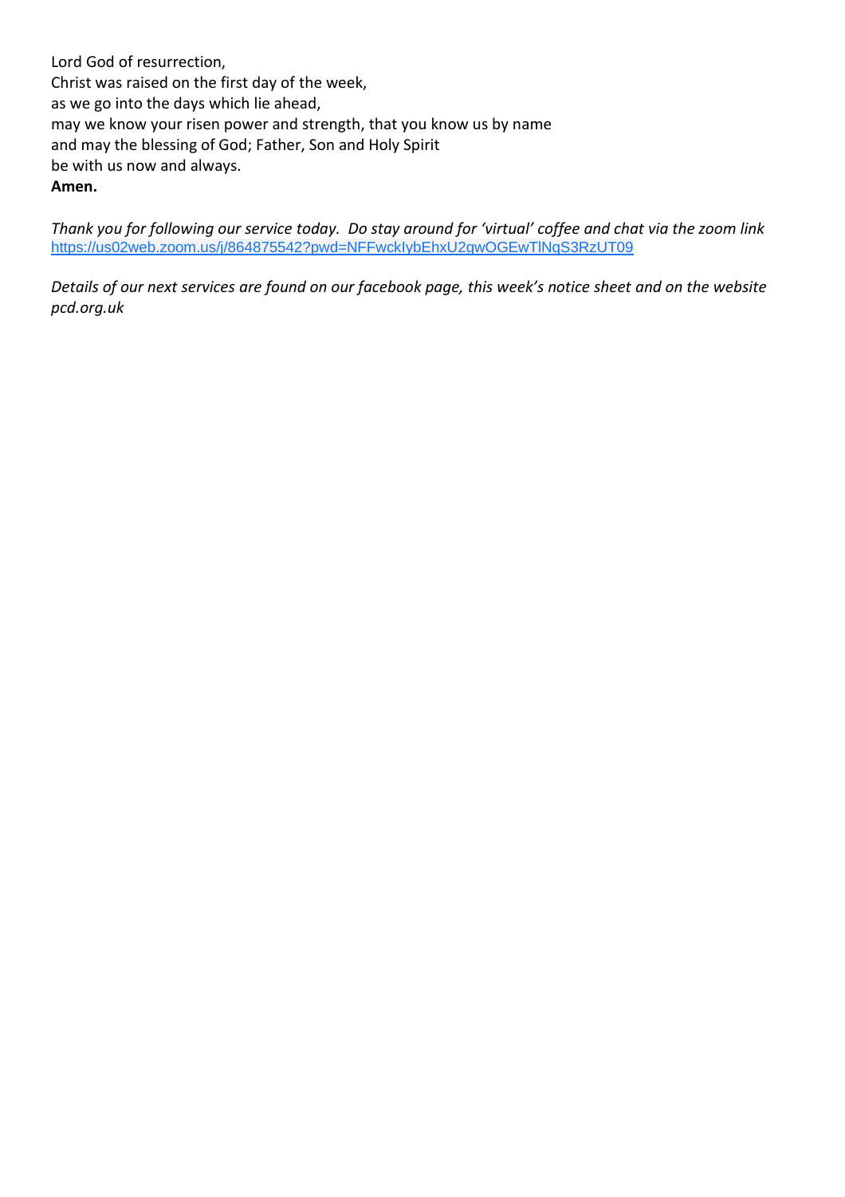Lord God of resurrection,
Christ was raised on the first day of the week,
as we go into the days which lie ahead,
may we know your risen power and strength, that you know us by name
and may the blessing of God; Father, Son and Holy Spirit
be with us now and always.
**Amen.**

*Thank you for following our service today. Do stay around for 'virtual' coffee and chat via the zoom link* https://us02web.zoom.us/j/864875542?pwd=NFFwckIybEhxU2gwOGEwTlNqS3RzUT09

*Details of our next services are found on our facebook page, this week's notice sheet and on the website pcd.org.uk*